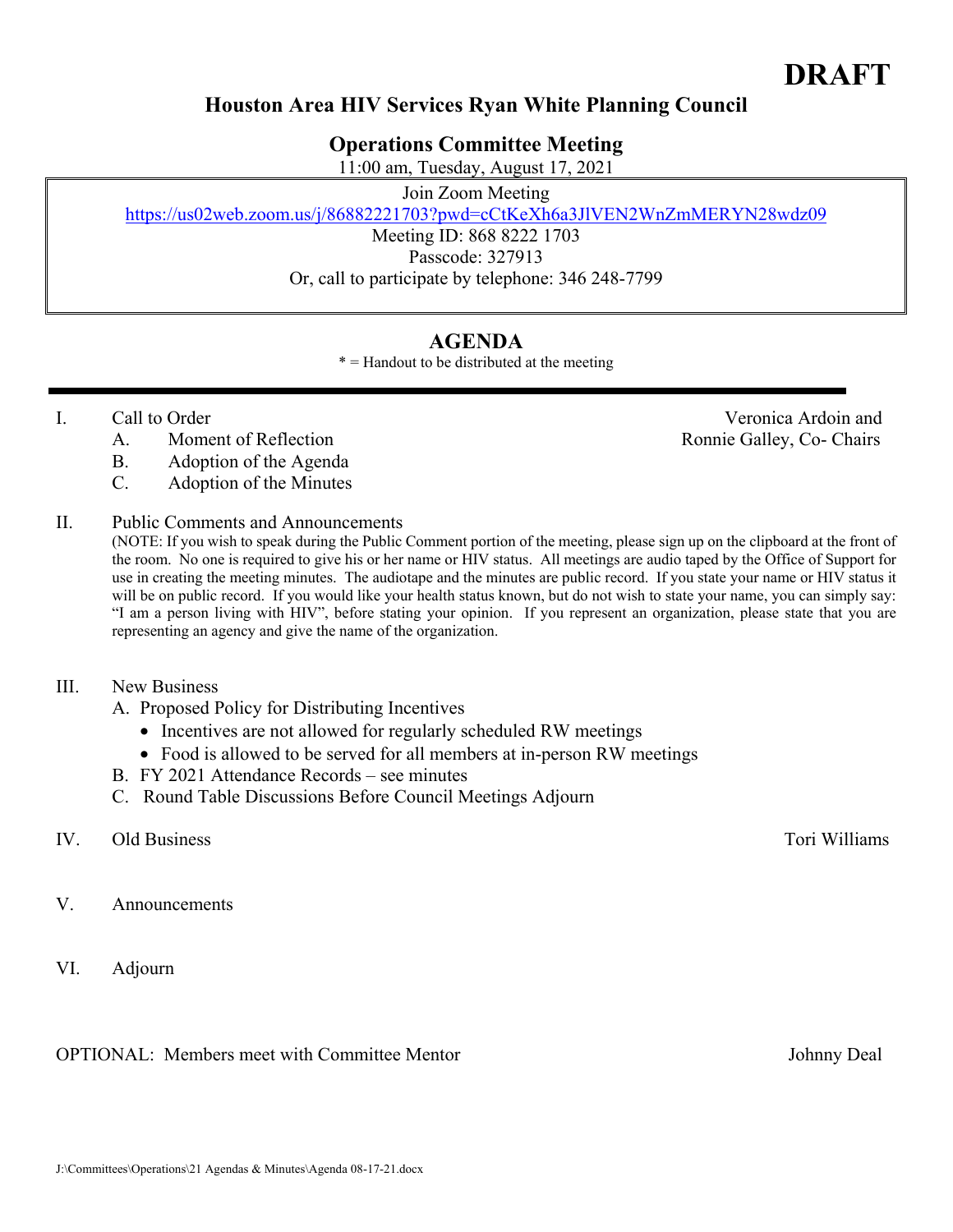# DRAFT

## Houston Area HIV Services Ryan White Planning Council

### Operations Committee Meeting

11:00 am, Tuesday, August 17, 2021

Join Zoom Meeting
https://us02web.zoom.us/j/86882221703?pwd=cCtKeXh6a3JlVEN2WnZmMERYN28wdz09
Meeting ID: 868 8222 1703
Passcode: 327913
Or, call to participate by telephone: 346 248-7799

### AGENDA

* = Handout to be distributed at the meeting

I. Call to Order — Veronica Ardoin and Ronnie Galley, Co- Chairs

   A. Moment of Reflection
   B. Adoption of the Agenda
   C. Adoption of the Minutes

II. Public Comments and Announcements

(NOTE: If you wish to speak during the Public Comment portion of the meeting, please sign up on the clipboard at the front of the room. No one is required to give his or her name or HIV status. All meetings are audio taped by the Office of Support for use in creating the meeting minutes. The audiotape and the minutes are public record. If you state your name or HIV status it will be on public record. If you would like your health status known, but do not wish to state your name, you can simply say: "I am a person living with HIV", before stating your opinion. If you represent an organization, please state that you are representing an agency and give the name of the organization.

III. New Business

   A. Proposed Policy for Distributing Incentives
      - Incentives are not allowed for regularly scheduled RW meetings
      - Food is allowed to be served for all members at in-person RW meetings
   B. FY 2021 Attendance Records – see minutes
   C. Round Table Discussions Before Council Meetings Adjourn

IV. Old Business — Tori Williams

V. Announcements

VI. Adjourn

OPTIONAL: Members meet with Committee Mentor — Johnny Deal

J:\Committees\Operations\21 Agendas & Minutes\Agenda 08-17-21.docx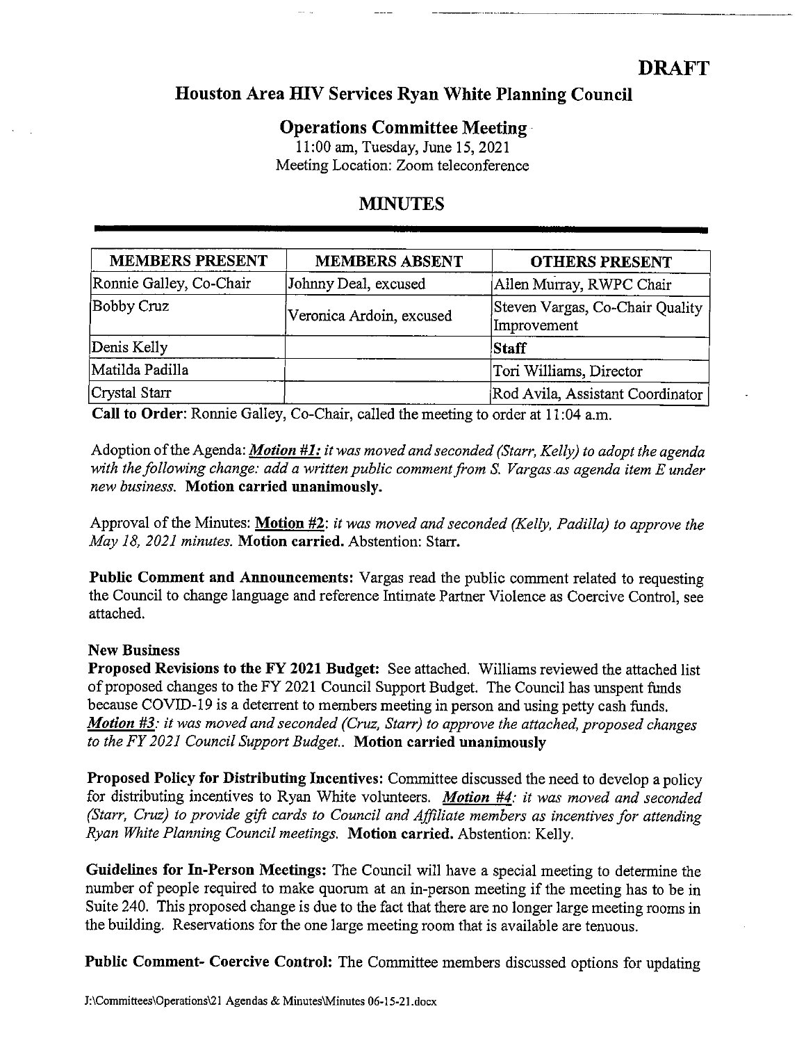**DRAFT**

# Houston Area HIV Services Ryan White Planning Council

## Operations Committee Meeting

11:00 am, Tuesday, June 15, 2021
Meeting Location: Zoom teleconference

## MINUTES

| MEMBERS PRESENT | MEMBERS ABSENT | OTHERS PRESENT |
|---|---|---|
| Ronnie Galley, Co-Chair | Johnny Deal, excused | Allen Murray, RWPC Chair |
| Bobby Cruz | Veronica Ardoin, excused | Steven Vargas, Co-Chair Quality Improvement |
| Denis Kelly | | **Staff** |
| Matilda Padilla | | Tori Williams, Director |
| Crystal Starr | | Rod Avila, Assistant Coordinator |

**Call to Order**: Ronnie Galley, Co-Chair, called the meeting to order at 11:04 a.m.

Adoption of the Agenda: ***Motion #1:*** *it was moved and seconded (Starr, Kelly) to adopt the agenda with the following change: add a written public comment from S. Vargas as agenda item E under new business.* **Motion carried unanimously.**

Approval of the Minutes: **Motion #2**: *it was moved and seconded (Kelly, Padilla) to approve the May 18, 2021 minutes.* **Motion carried.** Abstention: Starr.

**Public Comment and Announcements:** Vargas read the public comment related to requesting the Council to change language and reference Intimate Partner Violence as Coercive Control, see attached.

**New Business**

**Proposed Revisions to the FY 2021 Budget:** See attached. Williams reviewed the attached list of proposed changes to the FY 2021 Council Support Budget. The Council has unspent funds because COVID-19 is a deterrent to members meeting in person and using petty cash funds. ***Motion #3****: it was moved and seconded (Cruz, Starr) to approve the attached, proposed changes to the FY 2021 Council Support Budget..* **Motion carried unanimously**

**Proposed Policy for Distributing Incentives:** Committee discussed the need to develop a policy for distributing incentives to Ryan White volunteers. ***Motion #4****: it was moved and seconded (Starr, Cruz) to provide gift cards to Council and Affiliate members as incentives for attending Ryan White Planning Council meetings.* **Motion carried.** Abstention: Kelly.

**Guidelines for In-Person Meetings:** The Council will have a special meeting to determine the number of people required to make quorum at an in-person meeting if the meeting has to be in Suite 240. This proposed change is due to the fact that there are no longer large meeting rooms in the building. Reservations for the one large meeting room that is available are tenuous.

**Public Comment- Coercive Control:** The Committee members discussed options for updating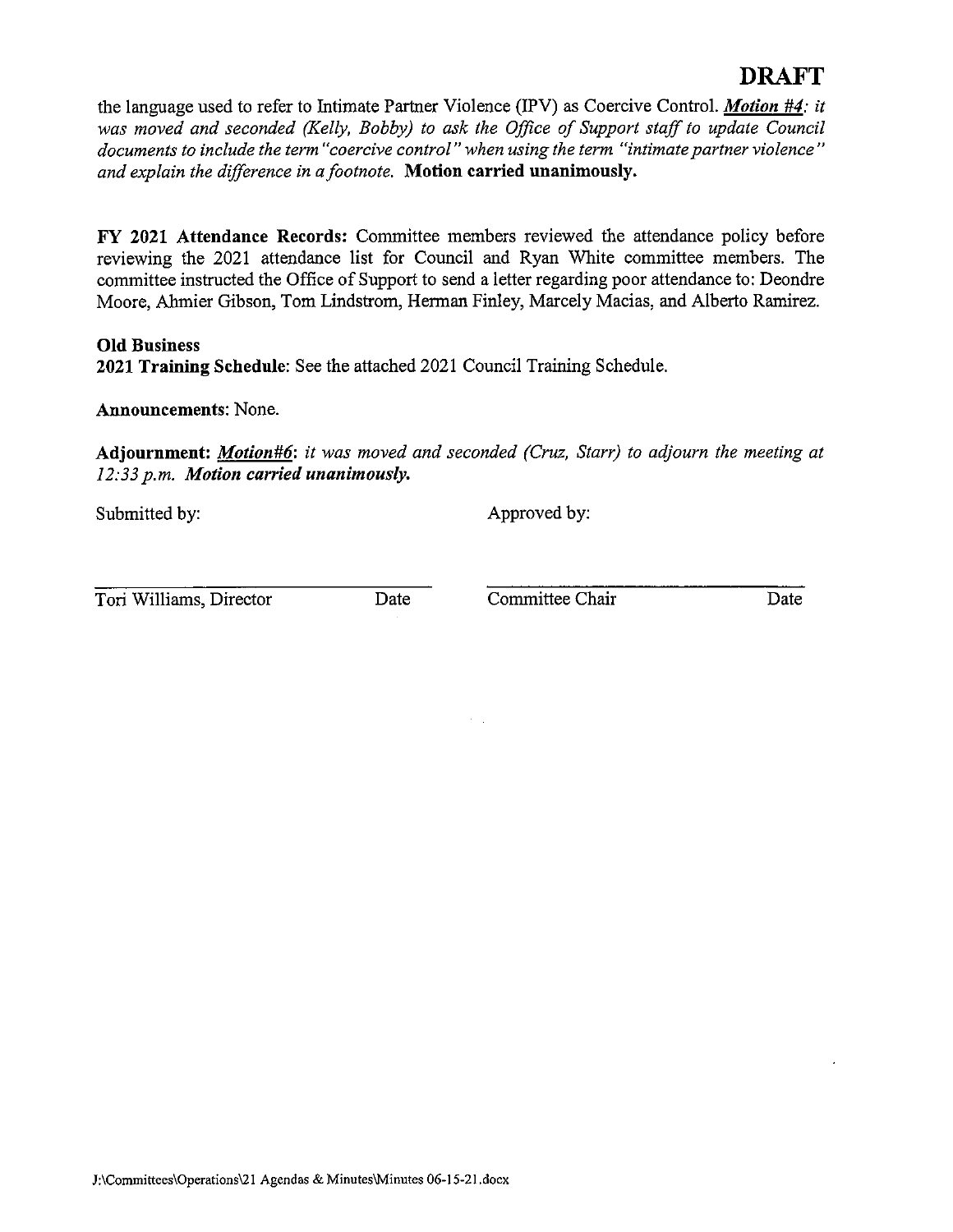**DRAFT**

the language used to refer to Intimate Partner Violence (IPV) as Coercive Control. ***Motion #4****: it was moved and seconded (Kelly, Bobby) to ask the Office of Support staff to update Council documents to include the term "coercive control" when using the term "intimate partner violence" and explain the difference in a footnote.* **Motion carried unanimously.**

**FY 2021 Attendance Records:** Committee members reviewed the attendance policy before reviewing the 2021 attendance list for Council and Ryan White committee members. The committee instructed the Office of Support to send a letter regarding poor attendance to: Deondre Moore, Ahmier Gibson, Tom Lindstrom, Herman Finley, Marcely Macias, and Alberto Ramirez.

**Old Business**

**2021 Training Schedule**: See the attached 2021 Council Training Schedule.

**Announcements**: None.

**Adjournment:** ***Motion#6****: it was moved and seconded (Cruz, Starr) to adjourn the meeting at 12:33 p.m.* ***Motion carried unanimously.***

Submitted by: Approved by:

| | | | |
|---|---|---|---|
| Tori Williams, Director | Date | Committee Chair | Date |

J:\Committees\Operations\21 Agendas & Minutes\Minutes 06-15-21.docx